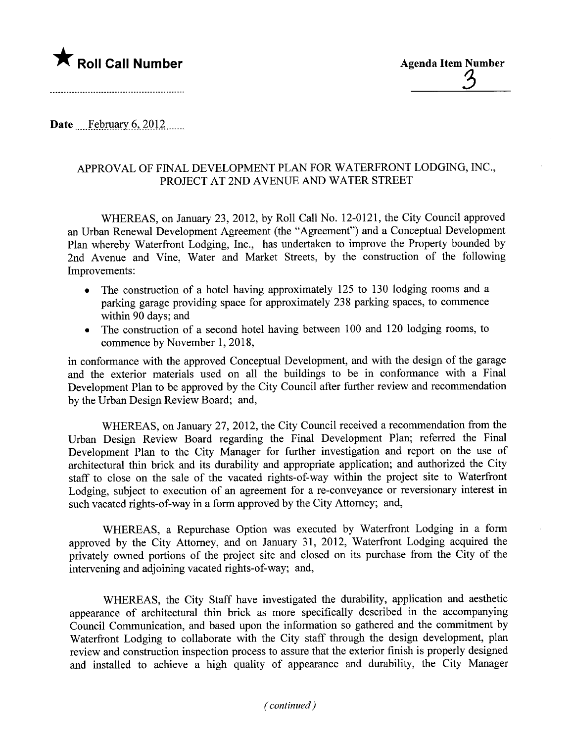★ **Roll Call Number**

..................................................

**Agenda Item Number**

3

Date February 6, 2012

APPROVAL OF FINAL DEVELOPMENT PLAN FOR WATERFRONT LODGING, INC., PROJECT AT 2ND AVENUE AND WATER STREET

WHEREAS, on January 23, 2012, by Roll Call No. 12-0121, the City Council approved an Urban Renewal Development Agreement (the "Agreement") and a Conceptual Development Plan whereby Waterfront Lodging, Inc., has undertaken to improve the Property bounded by 2nd Avenue and Vine, Water and Market Streets, by the construction of the following Improvements:

- The construction of a hotel having approximately 125 to 130 lodging rooms and a parking garage providing space for approximately 238 parking spaces, to commence within 90 days; and
- The construction of a second hotel having between 100 and 120 lodging rooms, to commence by November 1, 2018,

in conformance with the approved Conceptual Development, and with the design of the garage and the exterior materials used on all the buildings to be in conformance with a Final Development Plan to be approved by the City Council after further review and recommendation by the Urban Design Review Board; and,

WHEREAS, on January 27, 2012, the City Council received a recommendation from the Urban Design Review Board regarding the Final Development Plan; referred the Final Development Plan to the City Manager for further investigation and report on the use of architectural thin brick and its durability and appropriate application; and authorized the City staff to close on the sale of the vacated rights-of-way within the project site to Waterfront Lodging, subject to execution of an agreement for a re-conveyance or reversionary interest in such vacated rights-of-way in a form approved by the City Attorney; and,

WHEREAS, a Repurchase Option was executed by Waterfront Lodging in a form approved by the City Attorney, and on January 31, 2012, Waterfront Lodging acquired the privately owned portions of the project site and closed on its purchase from the City of the intervening and adjoining vacated rights-of-way; and,

WHEREAS, the City Staff have investigated the durability, application and aesthetic appearance of architectural thin brick as more specifically described in the accompanying Council Communication, and based upon the information so gathered and the commitment by Waterfront Lodging to collaborate with the City staff through the design development, plan review and construction inspection process to assure that the exterior finish is properly designed and installed to achieve a high quality of appearance and durability, the City Manager

*(continued)*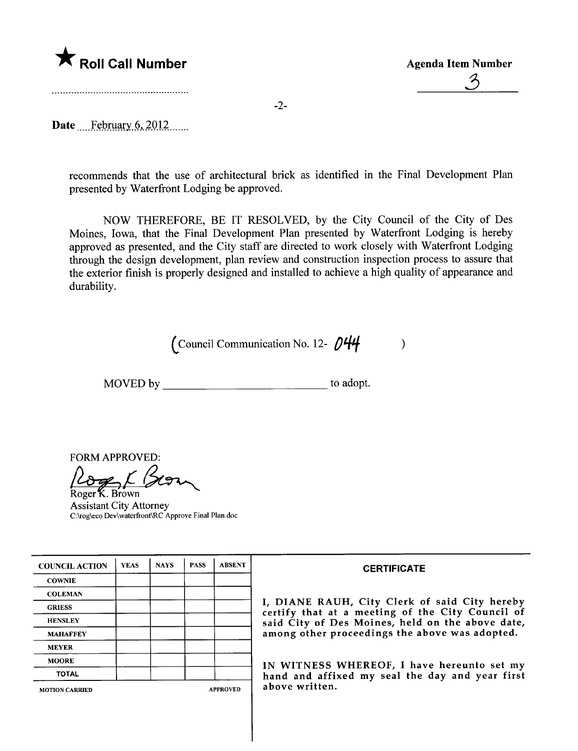★ **Roll Call Number**

**Agenda Item Number**

3

**Date** February 6, 2012

recommends that the use of architectural brick as identified in the Final Development Plan presented by Waterfront Lodging be approved.

NOW THEREFORE, BE IT RESOLVED, by the City Council of the City of Des Moines, Iowa, that the Final Development Plan presented by Waterfront Lodging is hereby approved as presented, and the City staff are directed to work closely with Waterfront Lodging through the design development, plan review and construction inspection process to assure that the exterior finish is properly designed and installed to achieve a high quality of appearance and durability.

(Council Communication No. 12- 044 )

MOVED by ____________________ to adopt.

FORM APPROVED:

Roger K. Brown
Assistant City Attorney
C:\rog\eco Dev\waterfront\RC Approve Final Plan.doc

| COUNCIL ACTION | YEAS | NAYS | PASS | ABSENT |
|---|---|---|---|---|
| COWNIE | | | | |
| COLEMAN | | | | |
| GRIESS | | | | |
| HENSLEY | | | | |
| MAHAFFEY | | | | |
| MEYER | | | | |
| MOORE | | | | |
| TOTAL | | | | |

MOTION CARRIED APPROVED

**CERTIFICATE**

I, DIANE RAUH, City Clerk of said City hereby certify that at a meeting of the City Council of said City of Des Moines, held on the above date, among other proceedings the above was adopted.

IN WITNESS WHEREOF, I have hereunto set my hand and affixed my seal the day and year first above written.